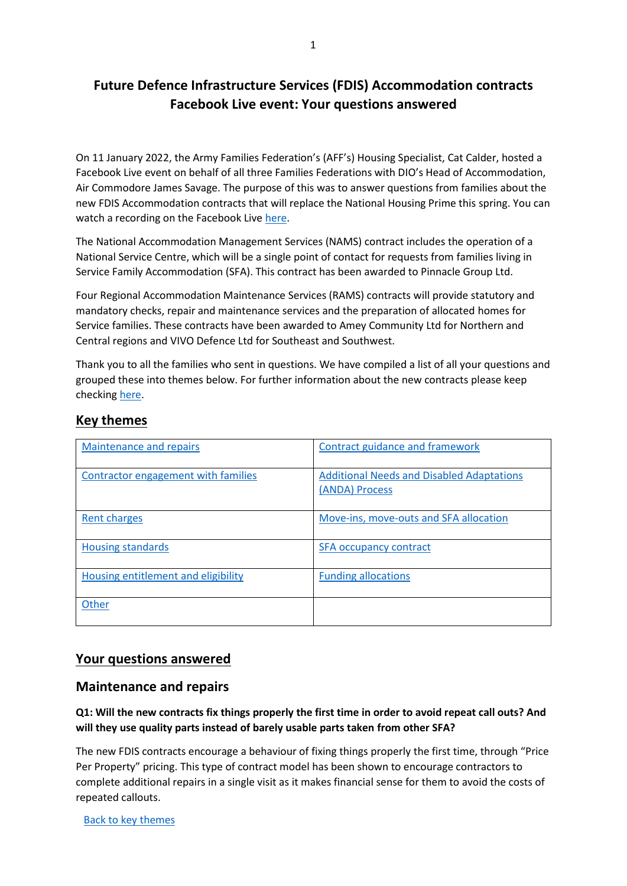# Future Defence Infrastructure Services (FDIS) Accommodation contracts Facebook Live event: Your questions answered

On 11 January 2022, the Army Families Federation's (AFF's) Housing Specialist, Cat Calder, hosted a Facebook Live event on behalf of all three Families Federations with DIO's Head of Accommodation, Air Commodore James Savage. The purpose of this was to answer questions from families about the new FDIS Accommodation contracts that will replace the National Housing Prime this spring. You can watch a recording on the Facebook Live here.

The National Accommodation Management Services (NAMS) contract includes the operation of a National Service Centre, which will be a single point of contact for requests from families living in Service Family Accommodation (SFA). This contract has been awarded to Pinnacle Group Ltd.

Four Regional Accommodation Maintenance Services (RAMS) contracts will provide statutory and mandatory checks, repair and maintenance services and the preparation of allocated homes for Service families. These contracts have been awarded to Amey Community Ltd for Northern and Central regions and VIVO Defence Ltd for Southeast and Southwest.

Thank you to all the families who sent in questions. We have compiled a list of all your questions and grouped these into themes below. For further information about the new contracts please keep checking here.

## Key themes

| | |
|---|---|
| Maintenance and repairs | Contract guidance and framework |
| Contractor engagement with families | Additional Needs and Disabled Adaptations (ANDA) Process |
| Rent charges | Move-ins, move-outs and SFA allocation |
| Housing standards | SFA occupancy contract |
| Housing entitlement and eligibility | Funding allocations |
| Other | |

## Your questions answered

### Maintenance and repairs

**Q1: Will the new contracts fix things properly the first time in order to avoid repeat call outs? And will they use quality parts instead of barely usable parts taken from other SFA?**

The new FDIS contracts encourage a behaviour of fixing things properly the first time, through "Price Per Property" pricing. This type of contract model has been shown to encourage contractors to complete additional repairs in a single visit as it makes financial sense for them to avoid the costs of repeated callouts.

Back to key themes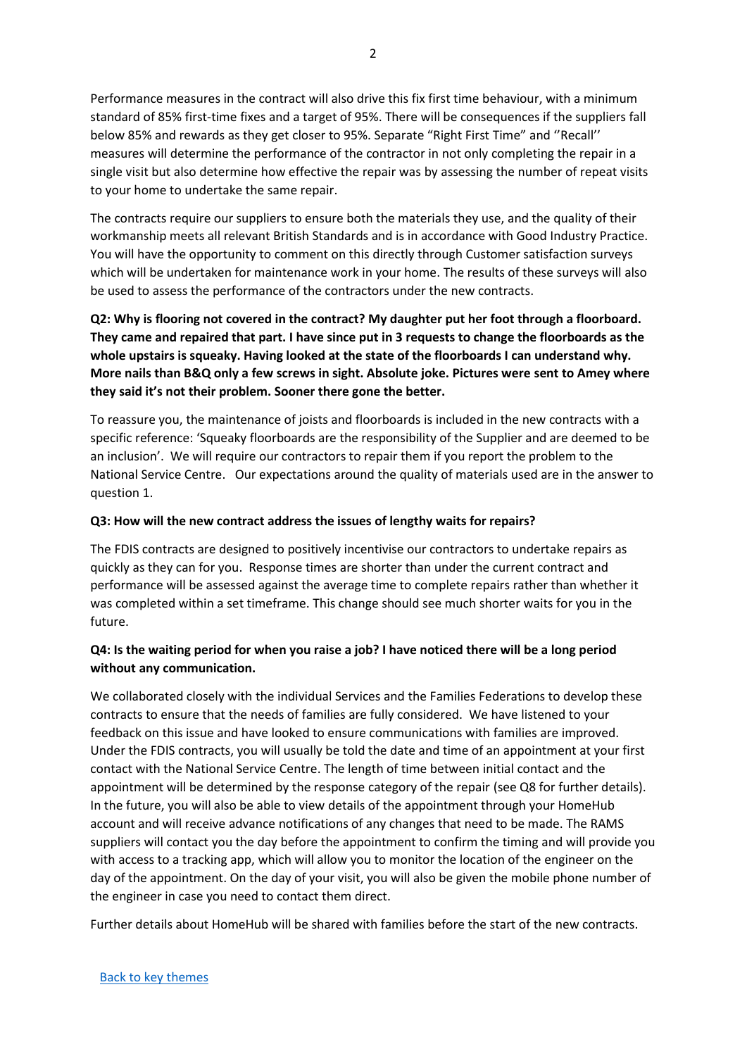Performance measures in the contract will also drive this fix first time behaviour, with a minimum standard of 85% first-time fixes and a target of 95%. There will be consequences if the suppliers fall below 85% and rewards as they get closer to 95%. Separate "Right First Time" and ''Recall'' measures will determine the performance of the contractor in not only completing the repair in a single visit but also determine how effective the repair was by assessing the number of repeat visits to your home to undertake the same repair.

The contracts require our suppliers to ensure both the materials they use, and the quality of their workmanship meets all relevant British Standards and is in accordance with Good Industry Practice. You will have the opportunity to comment on this directly through Customer satisfaction surveys which will be undertaken for maintenance work in your home. The results of these surveys will also be used to assess the performance of the contractors under the new contracts.

**Q2: Why is flooring not covered in the contract? My daughter put her foot through a floorboard. They came and repaired that part. I have since put in 3 requests to change the floorboards as the whole upstairs is squeaky. Having looked at the state of the floorboards I can understand why. More nails than B&Q only a few screws in sight. Absolute joke. Pictures were sent to Amey where they said it's not their problem. Sooner there gone the better.**

To reassure you, the maintenance of joists and floorboards is included in the new contracts with a specific reference: 'Squeaky floorboards are the responsibility of the Supplier and are deemed to be an inclusion'. We will require our contractors to repair them if you report the problem to the National Service Centre. Our expectations around the quality of materials used are in the answer to question 1.

**Q3: How will the new contract address the issues of lengthy waits for repairs?**

The FDIS contracts are designed to positively incentivise our contractors to undertake repairs as quickly as they can for you. Response times are shorter than under the current contract and performance will be assessed against the average time to complete repairs rather than whether it was completed within a set timeframe. This change should see much shorter waits for you in the future.

**Q4: Is the waiting period for when you raise a job? I have noticed there will be a long period without any communication.**

We collaborated closely with the individual Services and the Families Federations to develop these contracts to ensure that the needs of families are fully considered. We have listened to your feedback on this issue and have looked to ensure communications with families are improved. Under the FDIS contracts, you will usually be told the date and time of an appointment at your first contact with the National Service Centre. The length of time between initial contact and the appointment will be determined by the response category of the repair (see Q8 for further details). In the future, you will also be able to view details of the appointment through your HomeHub account and will receive advance notifications of any changes that need to be made. The RAMS suppliers will contact you the day before the appointment to confirm the timing and will provide you with access to a tracking app, which will allow you to monitor the location of the engineer on the day of the appointment. On the day of your visit, you will also be given the mobile phone number of the engineer in case you need to contact them direct.

Further details about HomeHub will be shared with families before the start of the new contracts.

[Back to key themes]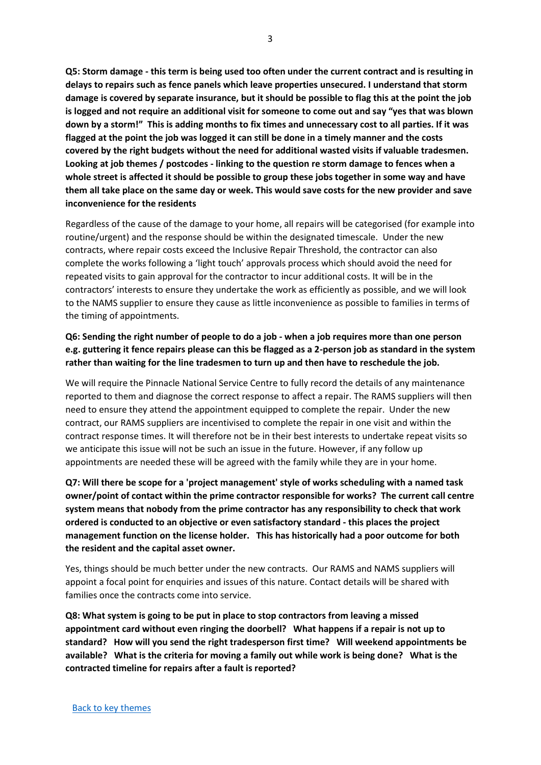**Q5: Storm damage - this term is being used too often under the current contract and is resulting in delays to repairs such as fence panels which leave properties unsecured. I understand that storm damage is covered by separate insurance, but it should be possible to flag this at the point the job is logged and not require an additional visit for someone to come out and say "yes that was blown down by a storm!" This is adding months to fix times and unnecessary cost to all parties. If it was flagged at the point the job was logged it can still be done in a timely manner and the costs covered by the right budgets without the need for additional wasted visits if valuable tradesmen. Looking at job themes / postcodes - linking to the question re storm damage to fences when a whole street is affected it should be possible to group these jobs together in some way and have them all take place on the same day or week. This would save costs for the new provider and save inconvenience for the residents**

Regardless of the cause of the damage to your home, all repairs will be categorised (for example into routine/urgent) and the response should be within the designated timescale. Under the new contracts, where repair costs exceed the Inclusive Repair Threshold, the contractor can also complete the works following a 'light touch' approvals process which should avoid the need for repeated visits to gain approval for the contractor to incur additional costs. It will be in the contractors' interests to ensure they undertake the work as efficiently as possible, and we will look to the NAMS supplier to ensure they cause as little inconvenience as possible to families in terms of the timing of appointments.

**Q6: Sending the right number of people to do a job - when a job requires more than one person e.g. guttering it fence repairs please can this be flagged as a 2-person job as standard in the system rather than waiting for the line tradesmen to turn up and then have to reschedule the job.**

We will require the Pinnacle National Service Centre to fully record the details of any maintenance reported to them and diagnose the correct response to affect a repair. The RAMS suppliers will then need to ensure they attend the appointment equipped to complete the repair. Under the new contract, our RAMS suppliers are incentivised to complete the repair in one visit and within the contract response times. It will therefore not be in their best interests to undertake repeat visits so we anticipate this issue will not be such an issue in the future. However, if any follow up appointments are needed these will be agreed with the family while they are in your home.

**Q7: Will there be scope for a 'project management' style of works scheduling with a named task owner/point of contact within the prime contractor responsible for works? The current call centre system means that nobody from the prime contractor has any responsibility to check that work ordered is conducted to an objective or even satisfactory standard - this places the project management function on the license holder. This has historically had a poor outcome for both the resident and the capital asset owner.**

Yes, things should be much better under the new contracts. Our RAMS and NAMS suppliers will appoint a focal point for enquiries and issues of this nature. Contact details will be shared with families once the contracts come into service.

**Q8: What system is going to be put in place to stop contractors from leaving a missed appointment card without even ringing the doorbell? What happens if a repair is not up to standard? How will you send the right tradesperson first time? Will weekend appointments be available? What is the criteria for moving a family out while work is being done? What is the contracted timeline for repairs after a fault is reported?**

[Back to key themes]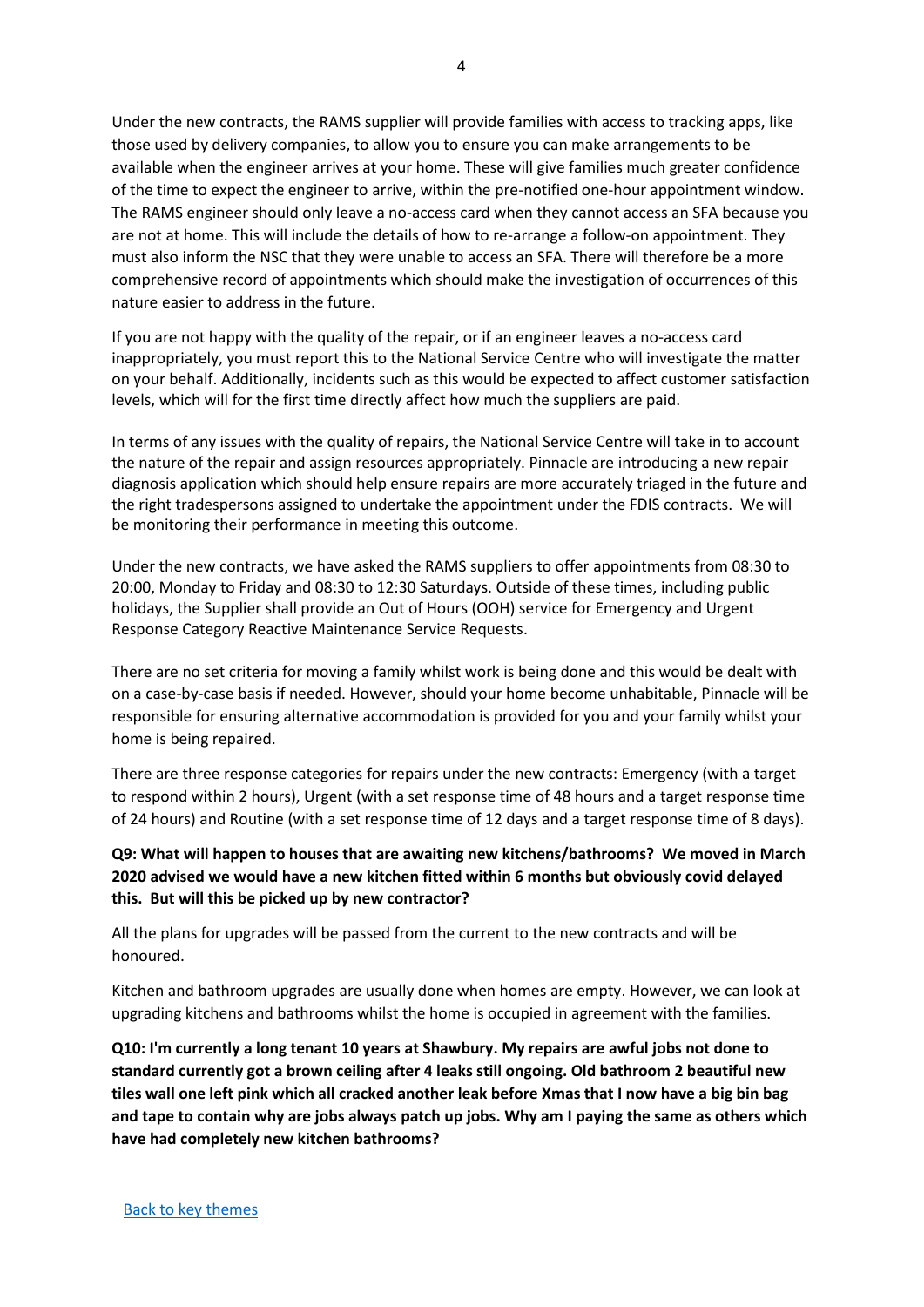Under the new contracts, the RAMS supplier will provide families with access to tracking apps, like those used by delivery companies, to allow you to ensure you can make arrangements to be available when the engineer arrives at your home. These will give families much greater confidence of the time to expect the engineer to arrive, within the pre-notified one-hour appointment window. The RAMS engineer should only leave a no-access card when they cannot access an SFA because you are not at home. This will include the details of how to re-arrange a follow-on appointment. They must also inform the NSC that they were unable to access an SFA. There will therefore be a more comprehensive record of appointments which should make the investigation of occurrences of this nature easier to address in the future.

If you are not happy with the quality of the repair, or if an engineer leaves a no-access card inappropriately, you must report this to the National Service Centre who will investigate the matter on your behalf. Additionally, incidents such as this would be expected to affect customer satisfaction levels, which will for the first time directly affect how much the suppliers are paid.

In terms of any issues with the quality of repairs, the National Service Centre will take in to account the nature of the repair and assign resources appropriately. Pinnacle are introducing a new repair diagnosis application which should help ensure repairs are more accurately triaged in the future and the right tradespersons assigned to undertake the appointment under the FDIS contracts. We will be monitoring their performance in meeting this outcome.

Under the new contracts, we have asked the RAMS suppliers to offer appointments from 08:30 to 20:00, Monday to Friday and 08:30 to 12:30 Saturdays. Outside of these times, including public holidays, the Supplier shall provide an Out of Hours (OOH) service for Emergency and Urgent Response Category Reactive Maintenance Service Requests.

There are no set criteria for moving a family whilst work is being done and this would be dealt with on a case-by-case basis if needed. However, should your home become unhabitable, Pinnacle will be responsible for ensuring alternative accommodation is provided for you and your family whilst your home is being repaired.

There are three response categories for repairs under the new contracts: Emergency (with a target to respond within 2 hours), Urgent (with a set response time of 48 hours and a target response time of 24 hours) and Routine (with a set response time of 12 days and a target response time of 8 days).

**Q9: What will happen to houses that are awaiting new kitchens/bathrooms? We moved in March 2020 advised we would have a new kitchen fitted within 6 months but obviously covid delayed this. But will this be picked up by new contractor?**

All the plans for upgrades will be passed from the current to the new contracts and will be honoured.

Kitchen and bathroom upgrades are usually done when homes are empty. However, we can look at upgrading kitchens and bathrooms whilst the home is occupied in agreement with the families.

**Q10: I'm currently a long tenant 10 years at Shawbury. My repairs are awful jobs not done to standard currently got a brown ceiling after 4 leaks still ongoing. Old bathroom 2 beautiful new tiles wall one left pink which all cracked another leak before Xmas that I now have a big bin bag and tape to contain why are jobs always patch up jobs. Why am I paying the same as others which have had completely new kitchen bathrooms?**

[Back to key themes]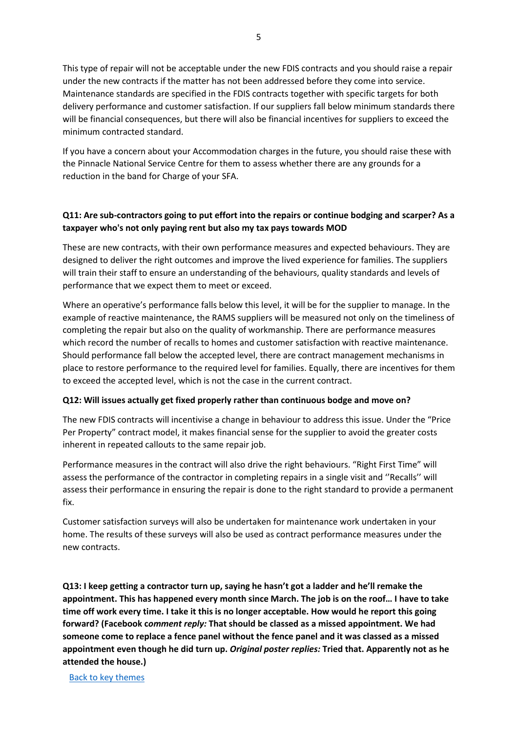This type of repair will not be acceptable under the new FDIS contracts and you should raise a repair under the new contracts if the matter has not been addressed before they come into service. Maintenance standards are specified in the FDIS contracts together with specific targets for both delivery performance and customer satisfaction. If our suppliers fall below minimum standards there will be financial consequences, but there will also be financial incentives for suppliers to exceed the minimum contracted standard.

If you have a concern about your Accommodation charges in the future, you should raise these with the Pinnacle National Service Centre for them to assess whether there are any grounds for a reduction in the band for Charge of your SFA.

**Q11: Are sub-contractors going to put effort into the repairs or continue bodging and scarper? As a taxpayer who's not only paying rent but also my tax pays towards MOD**

These are new contracts, with their own performance measures and expected behaviours. They are designed to deliver the right outcomes and improve the lived experience for families. The suppliers will train their staff to ensure an understanding of the behaviours, quality standards and levels of performance that we expect them to meet or exceed.

Where an operative's performance falls below this level, it will be for the supplier to manage. In the example of reactive maintenance, the RAMS suppliers will be measured not only on the timeliness of completing the repair but also on the quality of workmanship. There are performance measures which record the number of recalls to homes and customer satisfaction with reactive maintenance. Should performance fall below the accepted level, there are contract management mechanisms in place to restore performance to the required level for families. Equally, there are incentives for them to exceed the accepted level, which is not the case in the current contract.

**Q12: Will issues actually get fixed properly rather than continuous bodge and move on?**

The new FDIS contracts will incentivise a change in behaviour to address this issue. Under the "Price Per Property" contract model, it makes financial sense for the supplier to avoid the greater costs inherent in repeated callouts to the same repair job.

Performance measures in the contract will also drive the right behaviours. "Right First Time" will assess the performance of the contractor in completing repairs in a single visit and ''Recalls'' will assess their performance in ensuring the repair is done to the right standard to provide a permanent fix.

Customer satisfaction surveys will also be undertaken for maintenance work undertaken in your home. The results of these surveys will also be used as contract performance measures under the new contracts.

**Q13: I keep getting a contractor turn up, saying he hasn't got a ladder and he'll remake the appointment. This has happened every month since March. The job is on the roof… I have to take time off work every time. I take it this is no longer acceptable. How would he report this going forward? (Facebook c*omment reply:* That should be classed as a missed appointment. We had someone come to replace a fence panel without the fence panel and it was classed as a missed appointment even though he did turn up. *Original poster replies:* Tried that. Apparently not as he attended the house.)**

[Back to key themes]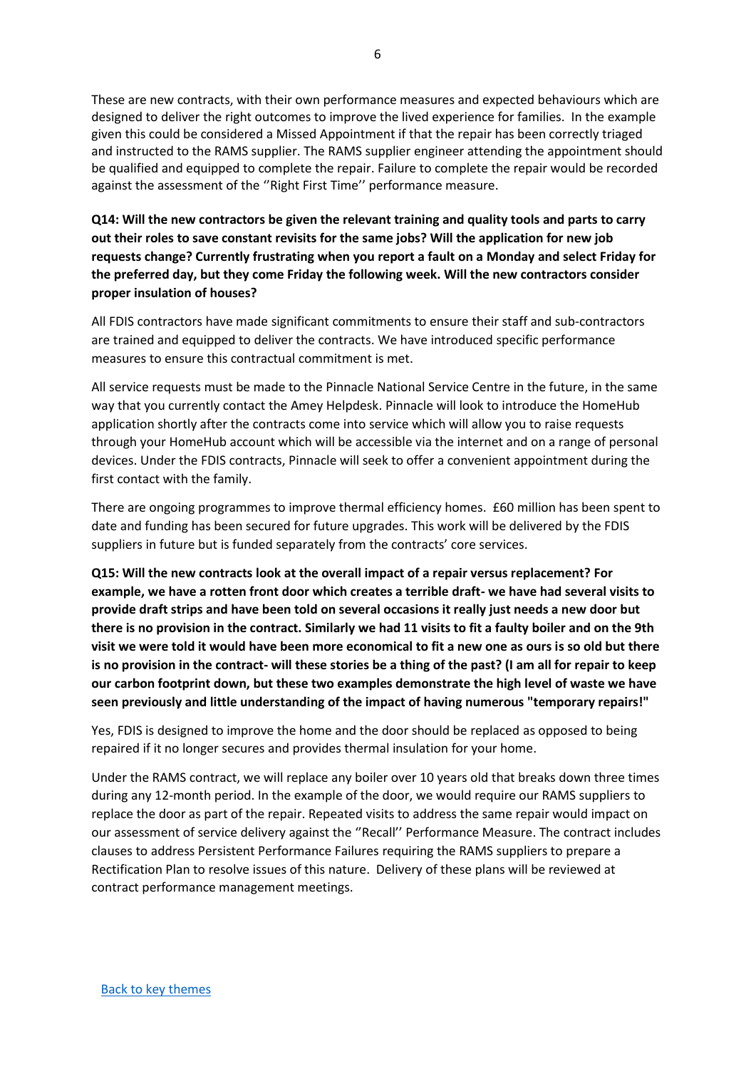These are new contracts, with their own performance measures and expected behaviours which are designed to deliver the right outcomes to improve the lived experience for families. In the example given this could be considered a Missed Appointment if that the repair has been correctly triaged and instructed to the RAMS supplier. The RAMS supplier engineer attending the appointment should be qualified and equipped to complete the repair. Failure to complete the repair would be recorded against the assessment of the ''Right First Time'' performance measure.

**Q14: Will the new contractors be given the relevant training and quality tools and parts to carry out their roles to save constant revisits for the same jobs? Will the application for new job requests change? Currently frustrating when you report a fault on a Monday and select Friday for the preferred day, but they come Friday the following week. Will the new contractors consider proper insulation of houses?**

All FDIS contractors have made significant commitments to ensure their staff and sub-contractors are trained and equipped to deliver the contracts. We have introduced specific performance measures to ensure this contractual commitment is met.

All service requests must be made to the Pinnacle National Service Centre in the future, in the same way that you currently contact the Amey Helpdesk. Pinnacle will look to introduce the HomeHub application shortly after the contracts come into service which will allow you to raise requests through your HomeHub account which will be accessible via the internet and on a range of personal devices. Under the FDIS contracts, Pinnacle will seek to offer a convenient appointment during the first contact with the family.

There are ongoing programmes to improve thermal efficiency homes. £60 million has been spent to date and funding has been secured for future upgrades. This work will be delivered by the FDIS suppliers in future but is funded separately from the contracts' core services.

**Q15: Will the new contracts look at the overall impact of a repair versus replacement? For example, we have a rotten front door which creates a terrible draft- we have had several visits to provide draft strips and have been told on several occasions it really just needs a new door but there is no provision in the contract. Similarly we had 11 visits to fit a faulty boiler and on the 9th visit we were told it would have been more economical to fit a new one as ours is so old but there is no provision in the contract- will these stories be a thing of the past? (I am all for repair to keep our carbon footprint down, but these two examples demonstrate the high level of waste we have seen previously and little understanding of the impact of having numerous "temporary repairs!"**

Yes, FDIS is designed to improve the home and the door should be replaced as opposed to being repaired if it no longer secures and provides thermal insulation for your home.

Under the RAMS contract, we will replace any boiler over 10 years old that breaks down three times during any 12-month period. In the example of the door, we would require our RAMS suppliers to replace the door as part of the repair. Repeated visits to address the same repair would impact on our assessment of service delivery against the ''Recall'' Performance Measure. The contract includes clauses to address Persistent Performance Failures requiring the RAMS suppliers to prepare a Rectification Plan to resolve issues of this nature. Delivery of these plans will be reviewed at contract performance management meetings.

[Back to key themes]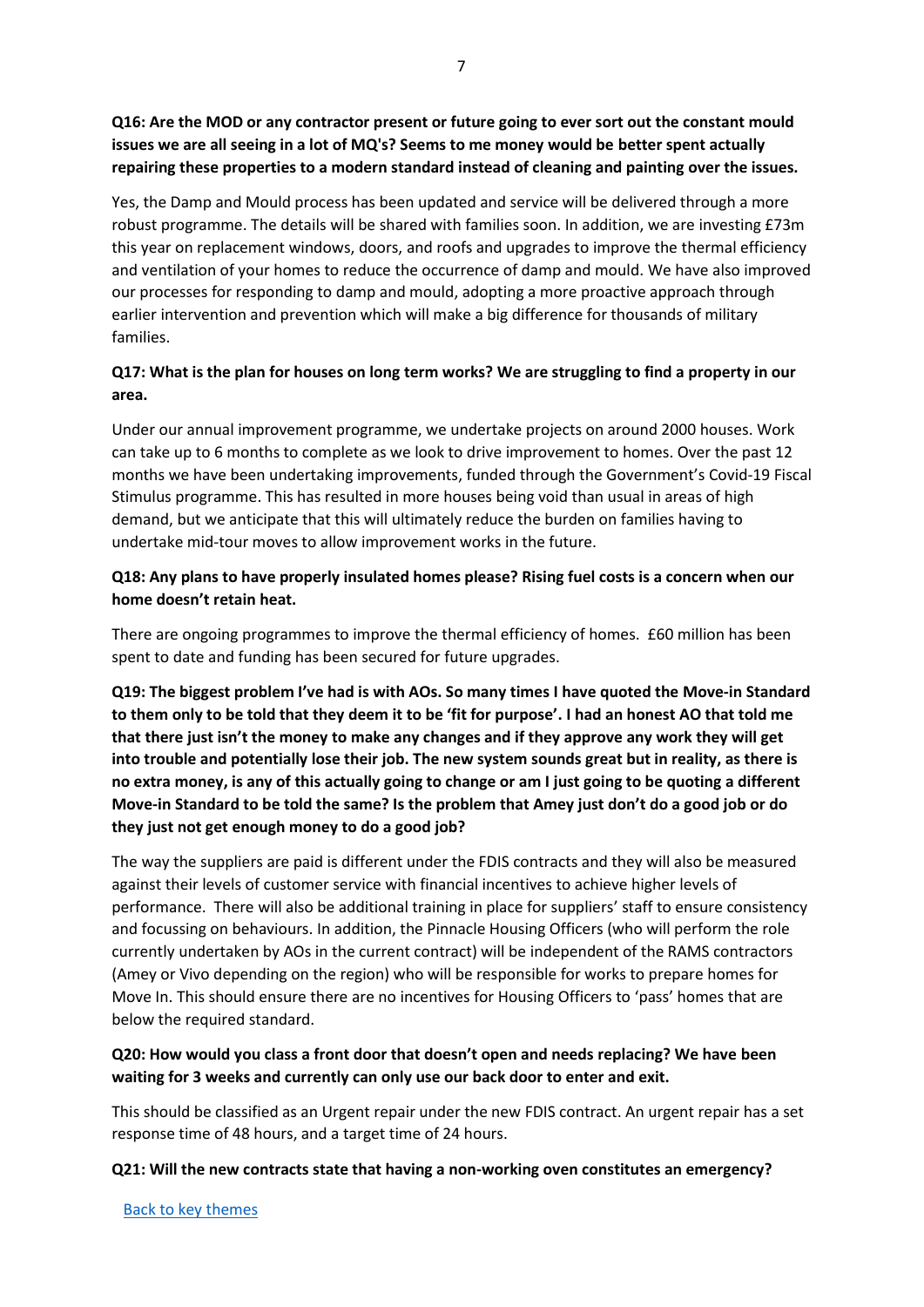**Q16: Are the MOD or any contractor present or future going to ever sort out the constant mould issues we are all seeing in a lot of MQ's? Seems to me money would be better spent actually repairing these properties to a modern standard instead of cleaning and painting over the issues.**

Yes, the Damp and Mould process has been updated and service will be delivered through a more robust programme. The details will be shared with families soon. In addition, we are investing £73m this year on replacement windows, doors, and roofs and upgrades to improve the thermal efficiency and ventilation of your homes to reduce the occurrence of damp and mould. We have also improved our processes for responding to damp and mould, adopting a more proactive approach through earlier intervention and prevention which will make a big difference for thousands of military families.

**Q17: What is the plan for houses on long term works? We are struggling to find a property in our area.**

Under our annual improvement programme, we undertake projects on around 2000 houses. Work can take up to 6 months to complete as we look to drive improvement to homes. Over the past 12 months we have been undertaking improvements, funded through the Government's Covid-19 Fiscal Stimulus programme. This has resulted in more houses being void than usual in areas of high demand, but we anticipate that this will ultimately reduce the burden on families having to undertake mid-tour moves to allow improvement works in the future.

**Q18: Any plans to have properly insulated homes please? Rising fuel costs is a concern when our home doesn't retain heat.**

There are ongoing programmes to improve the thermal efficiency of homes. £60 million has been spent to date and funding has been secured for future upgrades.

**Q19: The biggest problem I've had is with AOs. So many times I have quoted the Move-in Standard to them only to be told that they deem it to be 'fit for purpose'. I had an honest AO that told me that there just isn't the money to make any changes and if they approve any work they will get into trouble and potentially lose their job. The new system sounds great but in reality, as there is no extra money, is any of this actually going to change or am I just going to be quoting a different Move-in Standard to be told the same? Is the problem that Amey just don't do a good job or do they just not get enough money to do a good job?**

The way the suppliers are paid is different under the FDIS contracts and they will also be measured against their levels of customer service with financial incentives to achieve higher levels of performance. There will also be additional training in place for suppliers' staff to ensure consistency and focussing on behaviours. In addition, the Pinnacle Housing Officers (who will perform the role currently undertaken by AOs in the current contract) will be independent of the RAMS contractors (Amey or Vivo depending on the region) who will be responsible for works to prepare homes for Move In. This should ensure there are no incentives for Housing Officers to 'pass' homes that are below the required standard.

**Q20: How would you class a front door that doesn't open and needs replacing? We have been waiting for 3 weeks and currently can only use our back door to enter and exit.**

This should be classified as an Urgent repair under the new FDIS contract. An urgent repair has a set response time of 48 hours, and a target time of 24 hours.

**Q21: Will the new contracts state that having a non-working oven constitutes an emergency?**

[Back to key themes]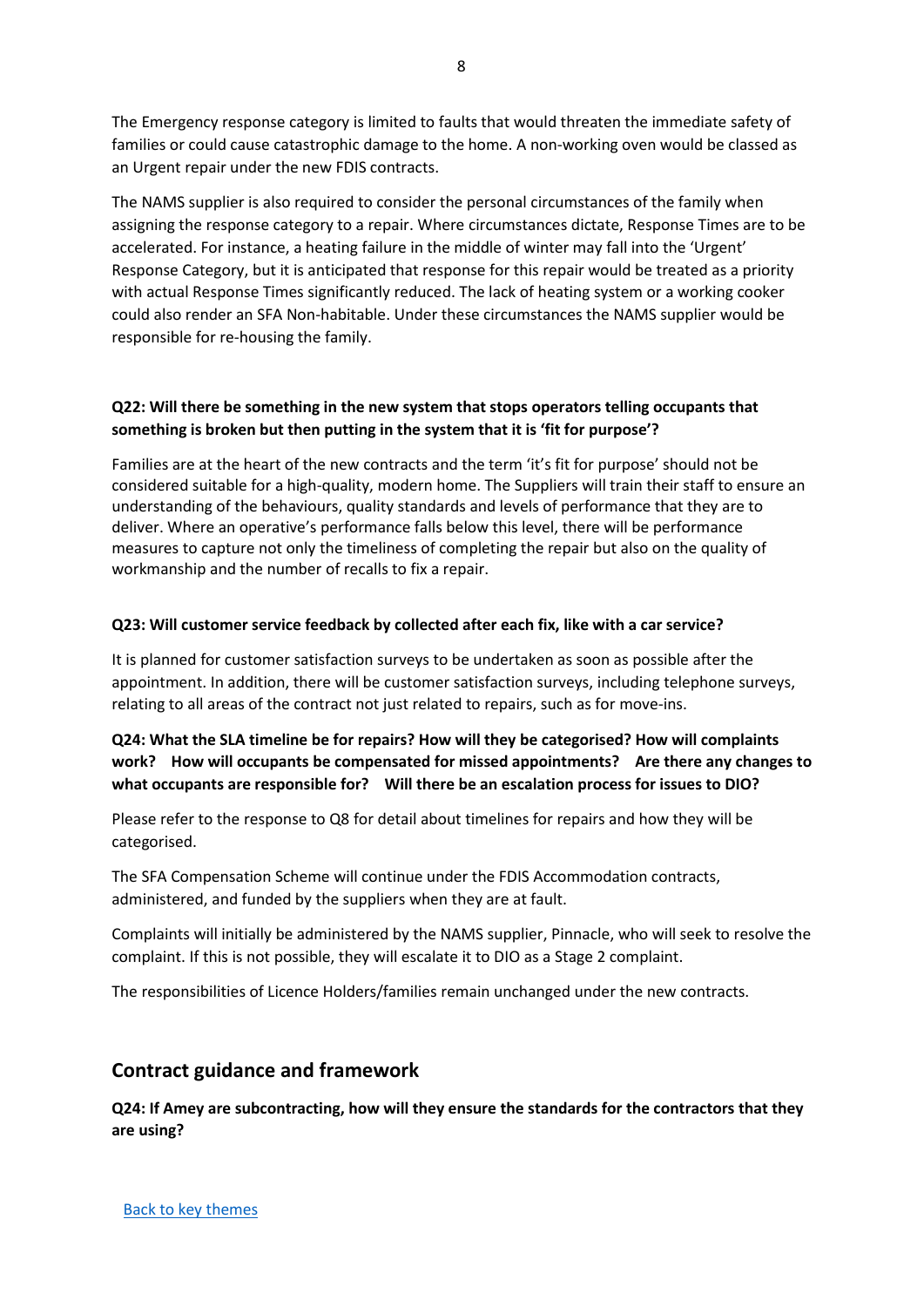The Emergency response category is limited to faults that would threaten the immediate safety of families or could cause catastrophic damage to the home. A non-working oven would be classed as an Urgent repair under the new FDIS contracts.

The NAMS supplier is also required to consider the personal circumstances of the family when assigning the response category to a repair. Where circumstances dictate, Response Times are to be accelerated. For instance, a heating failure in the middle of winter may fall into the 'Urgent' Response Category, but it is anticipated that response for this repair would be treated as a priority with actual Response Times significantly reduced. The lack of heating system or a working cooker could also render an SFA Non-habitable. Under these circumstances the NAMS supplier would be responsible for re-housing the family.

**Q22: Will there be something in the new system that stops operators telling occupants that something is broken but then putting in the system that it is 'fit for purpose'?**

Families are at the heart of the new contracts and the term 'it's fit for purpose' should not be considered suitable for a high-quality, modern home. The Suppliers will train their staff to ensure an understanding of the behaviours, quality standards and levels of performance that they are to deliver. Where an operative's performance falls below this level, there will be performance measures to capture not only the timeliness of completing the repair but also on the quality of workmanship and the number of recalls to fix a repair.

**Q23: Will customer service feedback by collected after each fix, like with a car service?**

It is planned for customer satisfaction surveys to be undertaken as soon as possible after the appointment. In addition, there will be customer satisfaction surveys, including telephone surveys, relating to all areas of the contract not just related to repairs, such as for move-ins.

**Q24: What the SLA timeline be for repairs? How will they be categorised? How will complaints work? How will occupants be compensated for missed appointments? Are there any changes to what occupants are responsible for? Will there be an escalation process for issues to DIO?**

Please refer to the response to Q8 for detail about timelines for repairs and how they will be categorised.

The SFA Compensation Scheme will continue under the FDIS Accommodation contracts, administered, and funded by the suppliers when they are at fault.

Complaints will initially be administered by the NAMS supplier, Pinnacle, who will seek to resolve the complaint. If this is not possible, they will escalate it to DIO as a Stage 2 complaint.

The responsibilities of Licence Holders/families remain unchanged under the new contracts.

## Contract guidance and framework

**Q24: If Amey are subcontracting, how will they ensure the standards for the contractors that they are using?**

[Back to key themes]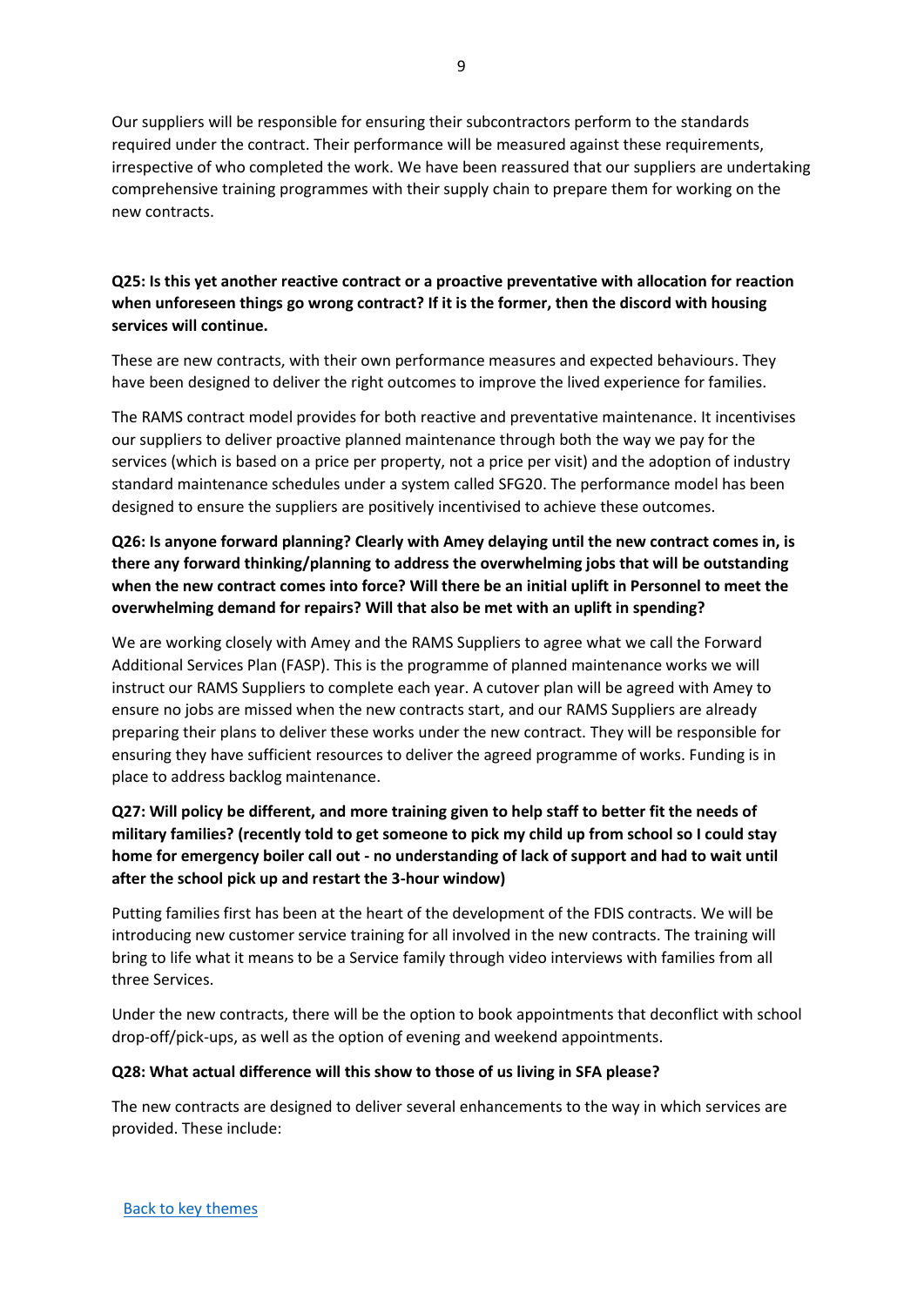Our suppliers will be responsible for ensuring their subcontractors perform to the standards required under the contract. Their performance will be measured against these requirements, irrespective of who completed the work. We have been reassured that our suppliers are undertaking comprehensive training programmes with their supply chain to prepare them for working on the new contracts.

**Q25: Is this yet another reactive contract or a proactive preventative with allocation for reaction when unforeseen things go wrong contract? If it is the former, then the discord with housing services will continue.**

These are new contracts, with their own performance measures and expected behaviours. They have been designed to deliver the right outcomes to improve the lived experience for families.

The RAMS contract model provides for both reactive and preventative maintenance. It incentivises our suppliers to deliver proactive planned maintenance through both the way we pay for the services (which is based on a price per property, not a price per visit) and the adoption of industry standard maintenance schedules under a system called SFG20. The performance model has been designed to ensure the suppliers are positively incentivised to achieve these outcomes.

**Q26: Is anyone forward planning? Clearly with Amey delaying until the new contract comes in, is there any forward thinking/planning to address the overwhelming jobs that will be outstanding when the new contract comes into force? Will there be an initial uplift in Personnel to meet the overwhelming demand for repairs? Will that also be met with an uplift in spending?**

We are working closely with Amey and the RAMS Suppliers to agree what we call the Forward Additional Services Plan (FASP). This is the programme of planned maintenance works we will instruct our RAMS Suppliers to complete each year. A cutover plan will be agreed with Amey to ensure no jobs are missed when the new contracts start, and our RAMS Suppliers are already preparing their plans to deliver these works under the new contract. They will be responsible for ensuring they have sufficient resources to deliver the agreed programme of works. Funding is in place to address backlog maintenance.

**Q27: Will policy be different, and more training given to help staff to better fit the needs of military families? (recently told to get someone to pick my child up from school so I could stay home for emergency boiler call out - no understanding of lack of support and had to wait until after the school pick up and restart the 3-hour window)**

Putting families first has been at the heart of the development of the FDIS contracts. We will be introducing new customer service training for all involved in the new contracts. The training will bring to life what it means to be a Service family through video interviews with families from all three Services.

Under the new contracts, there will be the option to book appointments that deconflict with school drop-off/pick-ups, as well as the option of evening and weekend appointments.

**Q28: What actual difference will this show to those of us living in SFA please?**

The new contracts are designed to deliver several enhancements to the way in which services are provided. These include:

[Back to key themes]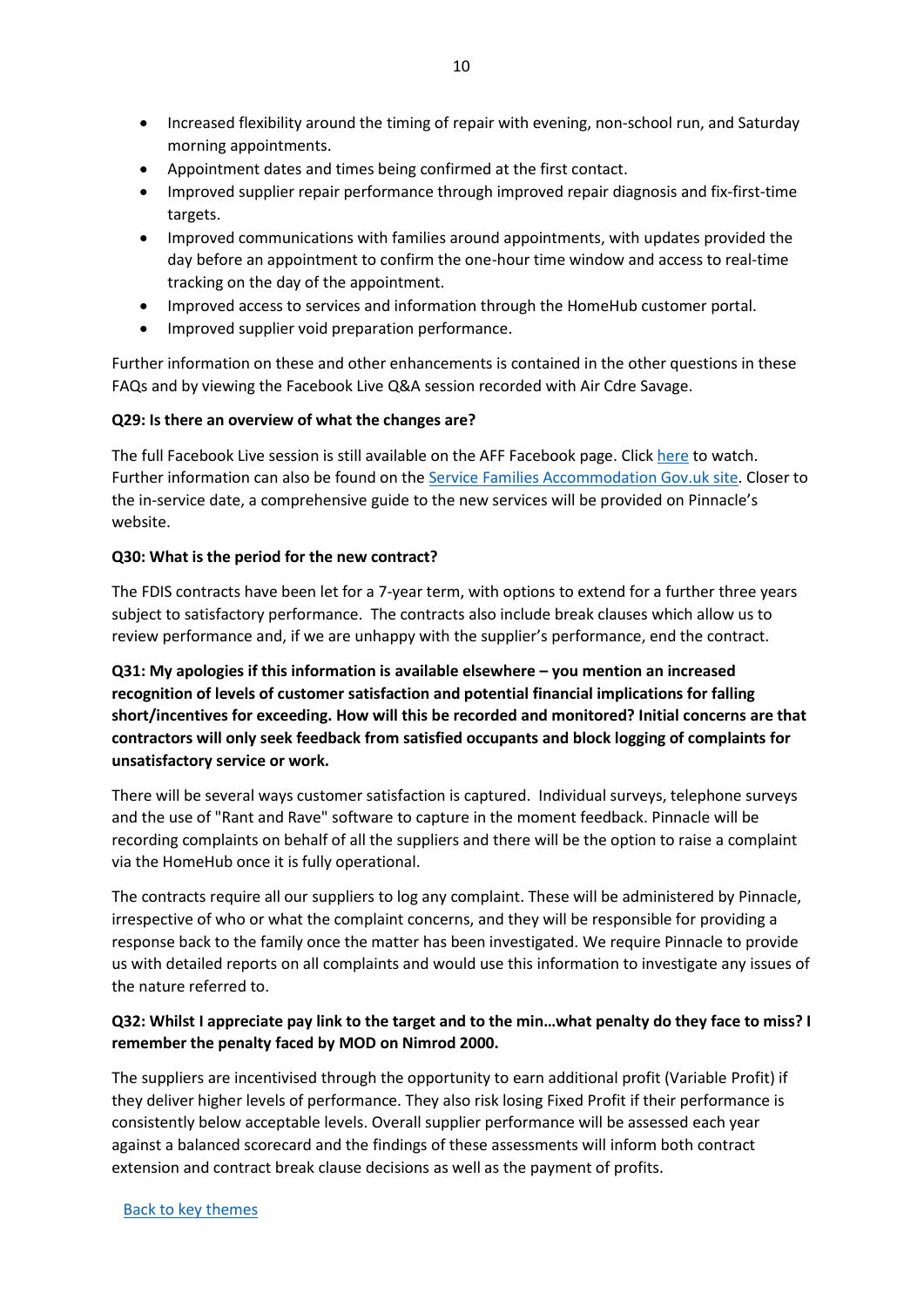- Increased flexibility around the timing of repair with evening, non-school run, and Saturday morning appointments.
- Appointment dates and times being confirmed at the first contact.
- Improved supplier repair performance through improved repair diagnosis and fix-first-time targets.
- Improved communications with families around appointments, with updates provided the day before an appointment to confirm the one-hour time window and access to real-time tracking on the day of the appointment.
- Improved access to services and information through the HomeHub customer portal.
- Improved supplier void preparation performance.

Further information on these and other enhancements is contained in the other questions in these FAQs and by viewing the Facebook Live Q&A session recorded with Air Cdre Savage.

**Q29: Is there an overview of what the changes are?**

The full Facebook Live session is still available on the AFF Facebook page. Click here to watch. Further information can also be found on the Service Families Accommodation Gov.uk site. Closer to the in-service date, a comprehensive guide to the new services will be provided on Pinnacle's website.

**Q30: What is the period for the new contract?**

The FDIS contracts have been let for a 7-year term, with options to extend for a further three years subject to satisfactory performance. The contracts also include break clauses which allow us to review performance and, if we are unhappy with the supplier's performance, end the contract.

**Q31: My apologies if this information is available elsewhere – you mention an increased recognition of levels of customer satisfaction and potential financial implications for falling short/incentives for exceeding. How will this be recorded and monitored? Initial concerns are that contractors will only seek feedback from satisfied occupants and block logging of complaints for unsatisfactory service or work.**

There will be several ways customer satisfaction is captured. Individual surveys, telephone surveys and the use of "Rant and Rave" software to capture in the moment feedback. Pinnacle will be recording complaints on behalf of all the suppliers and there will be the option to raise a complaint via the HomeHub once it is fully operational.

The contracts require all our suppliers to log any complaint. These will be administered by Pinnacle, irrespective of who or what the complaint concerns, and they will be responsible for providing a response back to the family once the matter has been investigated. We require Pinnacle to provide us with detailed reports on all complaints and would use this information to investigate any issues of the nature referred to.

**Q32: Whilst I appreciate pay link to the target and to the min…what penalty do they face to miss? I remember the penalty faced by MOD on Nimrod 2000.**

The suppliers are incentivised through the opportunity to earn additional profit (Variable Profit) if they deliver higher levels of performance. They also risk losing Fixed Profit if their performance is consistently below acceptable levels. Overall supplier performance will be assessed each year against a balanced scorecard and the findings of these assessments will inform both contract extension and contract break clause decisions as well as the payment of profits.

Back to key themes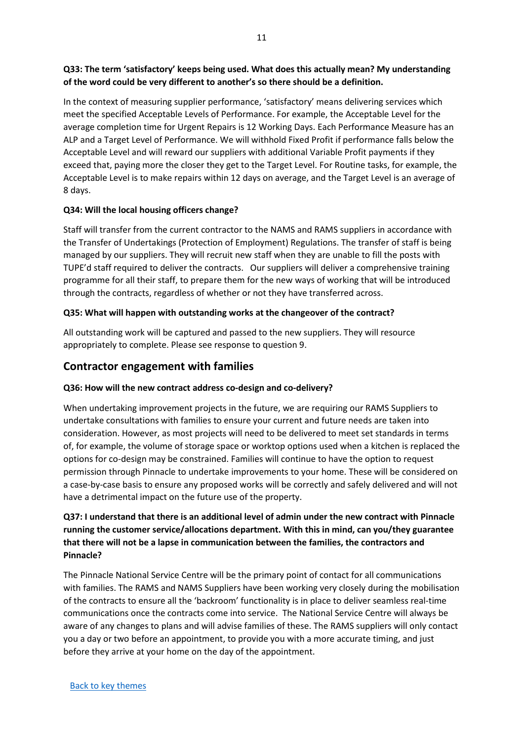**Q33: The term 'satisfactory' keeps being used. What does this actually mean? My understanding of the word could be very different to another's so there should be a definition.**

In the context of measuring supplier performance, 'satisfactory' means delivering services which meet the specified Acceptable Levels of Performance. For example, the Acceptable Level for the average completion time for Urgent Repairs is 12 Working Days. Each Performance Measure has an ALP and a Target Level of Performance. We will withhold Fixed Profit if performance falls below the Acceptable Level and will reward our suppliers with additional Variable Profit payments if they exceed that, paying more the closer they get to the Target Level. For Routine tasks, for example, the Acceptable Level is to make repairs within 12 days on average, and the Target Level is an average of 8 days.

**Q34: Will the local housing officers change?**

Staff will transfer from the current contractor to the NAMS and RAMS suppliers in accordance with the Transfer of Undertakings (Protection of Employment) Regulations. The transfer of staff is being managed by our suppliers. They will recruit new staff when they are unable to fill the posts with TUPE'd staff required to deliver the contracts. Our suppliers will deliver a comprehensive training programme for all their staff, to prepare them for the new ways of working that will be introduced through the contracts, regardless of whether or not they have transferred across.

**Q35: What will happen with outstanding works at the changeover of the contract?**

All outstanding work will be captured and passed to the new suppliers. They will resource appropriately to complete. Please see response to question 9.

## Contractor engagement with families

**Q36: How will the new contract address co-design and co-delivery?**

When undertaking improvement projects in the future, we are requiring our RAMS Suppliers to undertake consultations with families to ensure your current and future needs are taken into consideration. However, as most projects will need to be delivered to meet set standards in terms of, for example, the volume of storage space or worktop options used when a kitchen is replaced the options for co-design may be constrained. Families will continue to have the option to request permission through Pinnacle to undertake improvements to your home. These will be considered on a case-by-case basis to ensure any proposed works will be correctly and safely delivered and will not have a detrimental impact on the future use of the property.

**Q37: I understand that there is an additional level of admin under the new contract with Pinnacle running the customer service/allocations department. With this in mind, can you/they guarantee that there will not be a lapse in communication between the families, the contractors and Pinnacle?**

The Pinnacle National Service Centre will be the primary point of contact for all communications with families. The RAMS and NAMS Suppliers have been working very closely during the mobilisation of the contracts to ensure all the 'backroom' functionality is in place to deliver seamless real-time communications once the contracts come into service. The National Service Centre will always be aware of any changes to plans and will advise families of these. The RAMS suppliers will only contact you a day or two before an appointment, to provide you with a more accurate timing, and just before they arrive at your home on the day of the appointment.

[Back to key themes]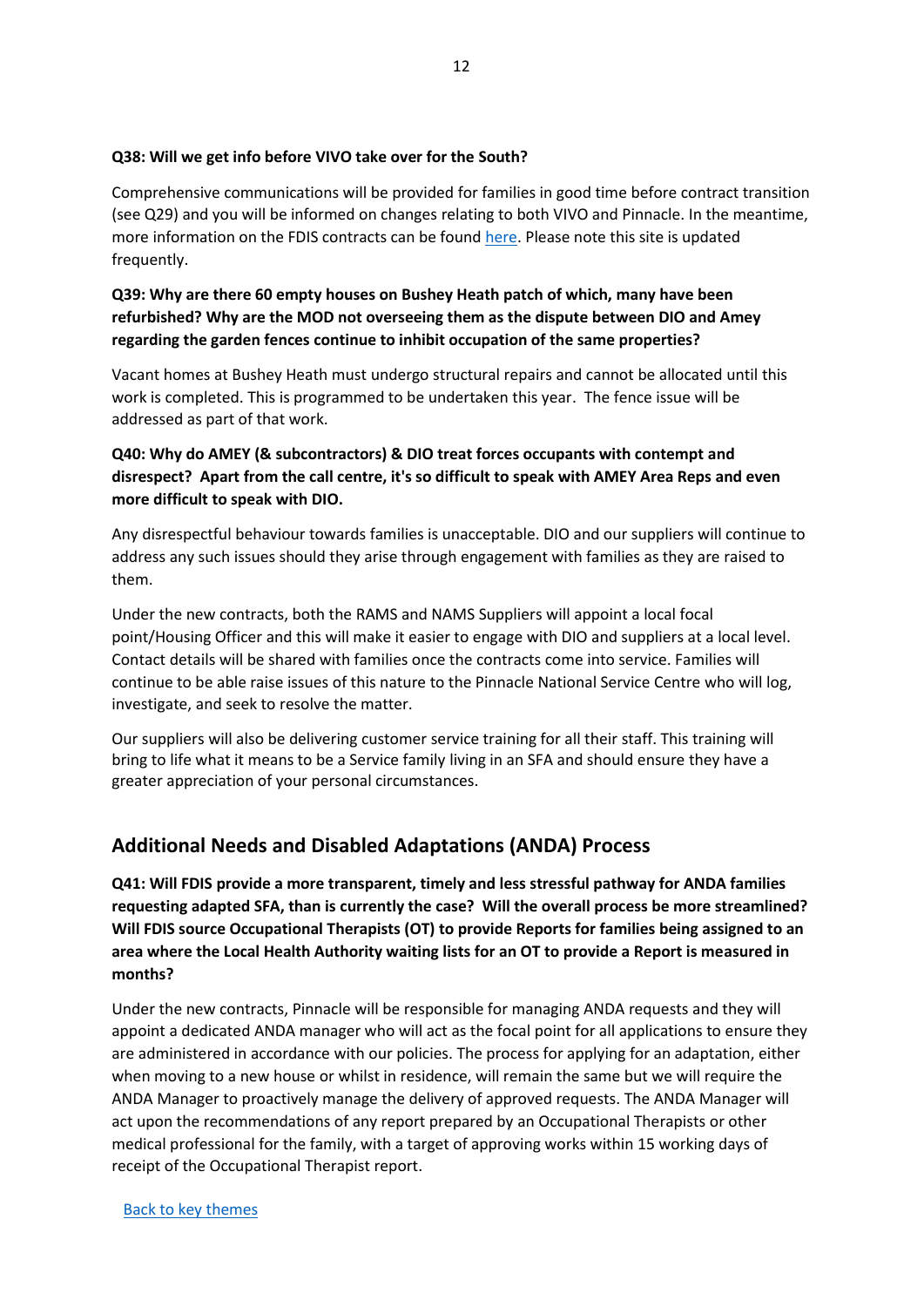**Q38: Will we get info before VIVO take over for the South?**

Comprehensive communications will be provided for families in good time before contract transition (see Q29) and you will be informed on changes relating to both VIVO and Pinnacle. In the meantime, more information on the FDIS contracts can be found [here](). Please note this site is updated frequently.

**Q39: Why are there 60 empty houses on Bushey Heath patch of which, many have been refurbished? Why are the MOD not overseeing them as the dispute between DIO and Amey regarding the garden fences continue to inhibit occupation of the same properties?**

Vacant homes at Bushey Heath must undergo structural repairs and cannot be allocated until this work is completed. This is programmed to be undertaken this year. The fence issue will be addressed as part of that work.

**Q40: Why do AMEY (& subcontractors) & DIO treat forces occupants with contempt and disrespect? Apart from the call centre, it's so difficult to speak with AMEY Area Reps and even more difficult to speak with DIO.**

Any disrespectful behaviour towards families is unacceptable. DIO and our suppliers will continue to address any such issues should they arise through engagement with families as they are raised to them.

Under the new contracts, both the RAMS and NAMS Suppliers will appoint a local focal point/Housing Officer and this will make it easier to engage with DIO and suppliers at a local level. Contact details will be shared with families once the contracts come into service. Families will continue to be able raise issues of this nature to the Pinnacle National Service Centre who will log, investigate, and seek to resolve the matter.

Our suppliers will also be delivering customer service training for all their staff. This training will bring to life what it means to be a Service family living in an SFA and should ensure they have a greater appreciation of your personal circumstances.

## Additional Needs and Disabled Adaptations (ANDA) Process

**Q41: Will FDIS provide a more transparent, timely and less stressful pathway for ANDA families requesting adapted SFA, than is currently the case? Will the overall process be more streamlined? Will FDIS source Occupational Therapists (OT) to provide Reports for families being assigned to an area where the Local Health Authority waiting lists for an OT to provide a Report is measured in months?**

Under the new contracts, Pinnacle will be responsible for managing ANDA requests and they will appoint a dedicated ANDA manager who will act as the focal point for all applications to ensure they are administered in accordance with our policies. The process for applying for an adaptation, either when moving to a new house or whilst in residence, will remain the same but we will require the ANDA Manager to proactively manage the delivery of approved requests. The ANDA Manager will act upon the recommendations of any report prepared by an Occupational Therapists or other medical professional for the family, with a target of approving works within 15 working days of receipt of the Occupational Therapist report.

[Back to key themes]()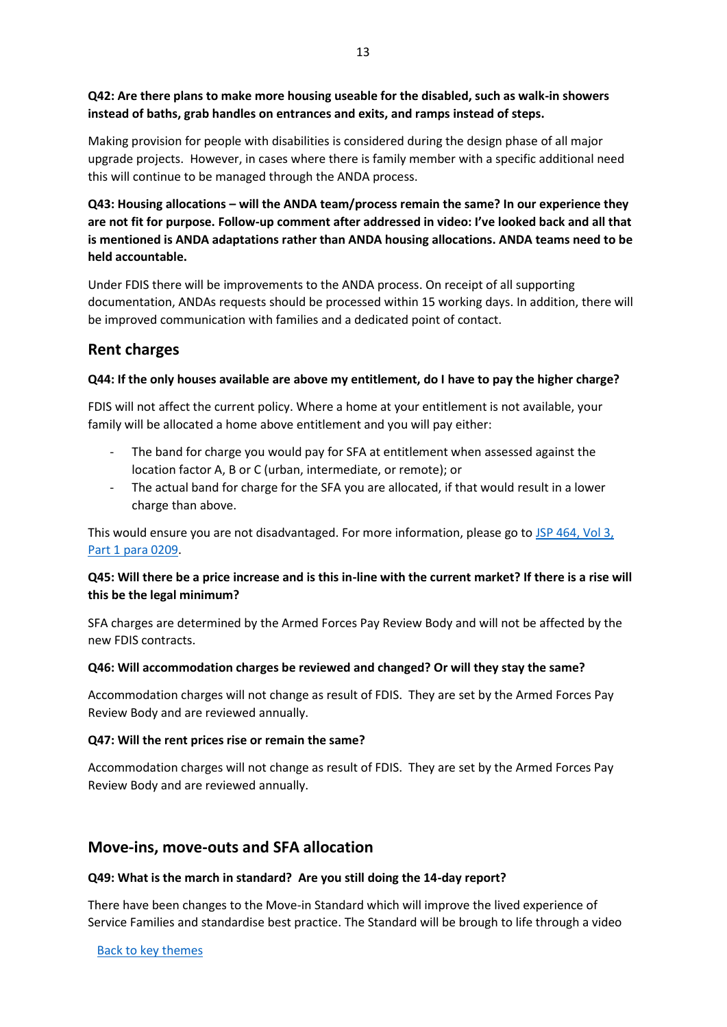**Q42: Are there plans to make more housing useable for the disabled, such as walk-in showers instead of baths, grab handles on entrances and exits, and ramps instead of steps.**

Making provision for people with disabilities is considered during the design phase of all major upgrade projects. However, in cases where there is family member with a specific additional need this will continue to be managed through the ANDA process.

**Q43: Housing allocations – will the ANDA team/process remain the same? In our experience they are not fit for purpose. Follow-up comment after addressed in video: I've looked back and all that is mentioned is ANDA adaptations rather than ANDA housing allocations. ANDA teams need to be held accountable.**

Under FDIS there will be improvements to the ANDA process. On receipt of all supporting documentation, ANDAs requests should be processed within 15 working days. In addition, there will be improved communication with families and a dedicated point of contact.

## Rent charges

**Q44: If the only houses available are above my entitlement, do I have to pay the higher charge?**

FDIS will not affect the current policy. Where a home at your entitlement is not available, your family will be allocated a home above entitlement and you will pay either:

- The band for charge you would pay for SFA at entitlement when assessed against the location factor A, B or C (urban, intermediate, or remote); or
- The actual band for charge for the SFA you are allocated, if that would result in a lower charge than above.

This would ensure you are not disadvantaged. For more information, please go to JSP 464, Vol 3, Part 1 para 0209.

**Q45: Will there be a price increase and is this in-line with the current market? If there is a rise will this be the legal minimum?**

SFA charges are determined by the Armed Forces Pay Review Body and will not be affected by the new FDIS contracts.

**Q46: Will accommodation charges be reviewed and changed? Or will they stay the same?**

Accommodation charges will not change as result of FDIS. They are set by the Armed Forces Pay Review Body and are reviewed annually.

**Q47: Will the rent prices rise or remain the same?**

Accommodation charges will not change as result of FDIS. They are set by the Armed Forces Pay Review Body and are reviewed annually.

## Move-ins, move-outs and SFA allocation

**Q49: What is the march in standard? Are you still doing the 14-day report?**

There have been changes to the Move-in Standard which will improve the lived experience of Service Families and standardise best practice. The Standard will be brough to life through a video

Back to key themes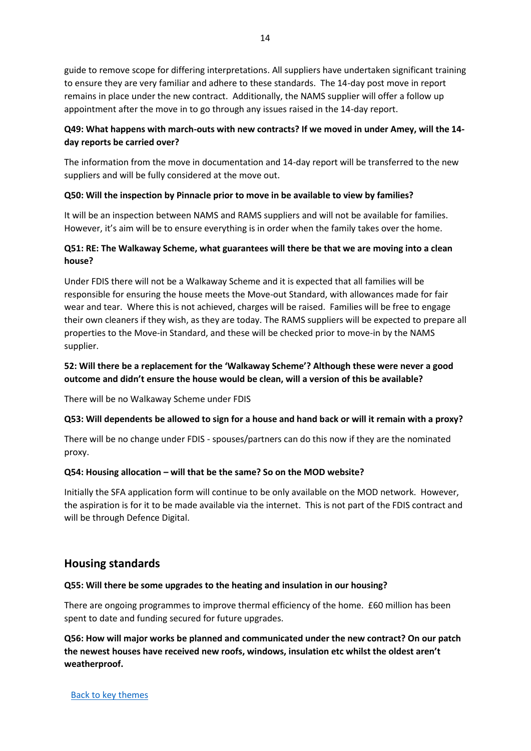guide to remove scope for differing interpretations. All suppliers have undertaken significant training to ensure they are very familiar and adhere to these standards. The 14-day post move in report remains in place under the new contract. Additionally, the NAMS supplier will offer a follow up appointment after the move in to go through any issues raised in the 14-day report.

**Q49: What happens with march-outs with new contracts? If we moved in under Amey, will the 14-day reports be carried over?**

The information from the move in documentation and 14-day report will be transferred to the new suppliers and will be fully considered at the move out.

**Q50: Will the inspection by Pinnacle prior to move in be available to view by families?**

It will be an inspection between NAMS and RAMS suppliers and will not be available for families. However, it's aim will be to ensure everything is in order when the family takes over the home.

**Q51: RE: The Walkaway Scheme, what guarantees will there be that we are moving into a clean house?**

Under FDIS there will not be a Walkaway Scheme and it is expected that all families will be responsible for ensuring the house meets the Move-out Standard, with allowances made for fair wear and tear. Where this is not achieved, charges will be raised. Families will be free to engage their own cleaners if they wish, as they are today. The RAMS suppliers will be expected to prepare all properties to the Move-in Standard, and these will be checked prior to move-in by the NAMS supplier.

**52: Will there be a replacement for the 'Walkaway Scheme'? Although these were never a good outcome and didn't ensure the house would be clean, will a version of this be available?**

There will be no Walkaway Scheme under FDIS

**Q53: Will dependents be allowed to sign for a house and hand back or will it remain with a proxy?**

There will be no change under FDIS - spouses/partners can do this now if they are the nominated proxy.

**Q54: Housing allocation – will that be the same? So on the MOD website?**

Initially the SFA application form will continue to be only available on the MOD network. However, the aspiration is for it to be made available via the internet. This is not part of the FDIS contract and will be through Defence Digital.

## Housing standards

**Q55: Will there be some upgrades to the heating and insulation in our housing?**

There are ongoing programmes to improve thermal efficiency of the home. £60 million has been spent to date and funding secured for future upgrades.

**Q56: How will major works be planned and communicated under the new contract? On our patch the newest houses have received new roofs, windows, insulation etc whilst the oldest aren't weatherproof.**

[Back to key themes]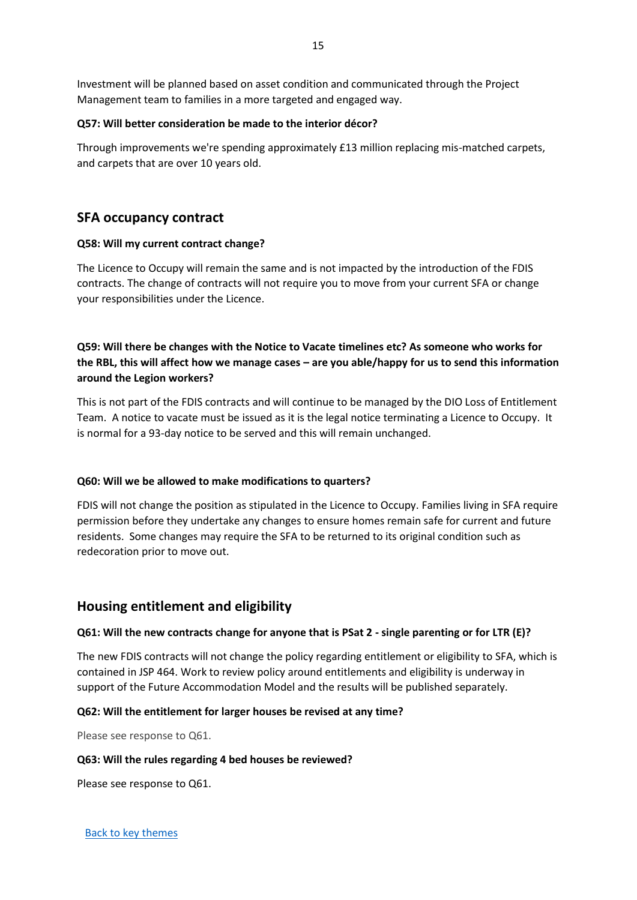Investment will be planned based on asset condition and communicated through the Project Management team to families in a more targeted and engaged way.

**Q57: Will better consideration be made to the interior décor?**

Through improvements we're spending approximately £13 million replacing mis-matched carpets, and carpets that are over 10 years old.

## SFA occupancy contract

**Q58: Will my current contract change?**

The Licence to Occupy will remain the same and is not impacted by the introduction of the FDIS contracts. The change of contracts will not require you to move from your current SFA or change your responsibilities under the Licence.

**Q59: Will there be changes with the Notice to Vacate timelines etc? As someone who works for the RBL, this will affect how we manage cases – are you able/happy for us to send this information around the Legion workers?**

This is not part of the FDIS contracts and will continue to be managed by the DIO Loss of Entitlement Team. A notice to vacate must be issued as it is the legal notice terminating a Licence to Occupy. It is normal for a 93-day notice to be served and this will remain unchanged.

**Q60: Will we be allowed to make modifications to quarters?**

FDIS will not change the position as stipulated in the Licence to Occupy. Families living in SFA require permission before they undertake any changes to ensure homes remain safe for current and future residents. Some changes may require the SFA to be returned to its original condition such as redecoration prior to move out.

## Housing entitlement and eligibility

**Q61: Will the new contracts change for anyone that is PSat 2 - single parenting or for LTR (E)?**

The new FDIS contracts will not change the policy regarding entitlement or eligibility to SFA, which is contained in JSP 464. Work to review policy around entitlements and eligibility is underway in support of the Future Accommodation Model and the results will be published separately.

**Q62: Will the entitlement for larger houses be revised at any time?**

Please see response to Q61.

**Q63: Will the rules regarding 4 bed houses be reviewed?**

Please see response to Q61.

Back to key themes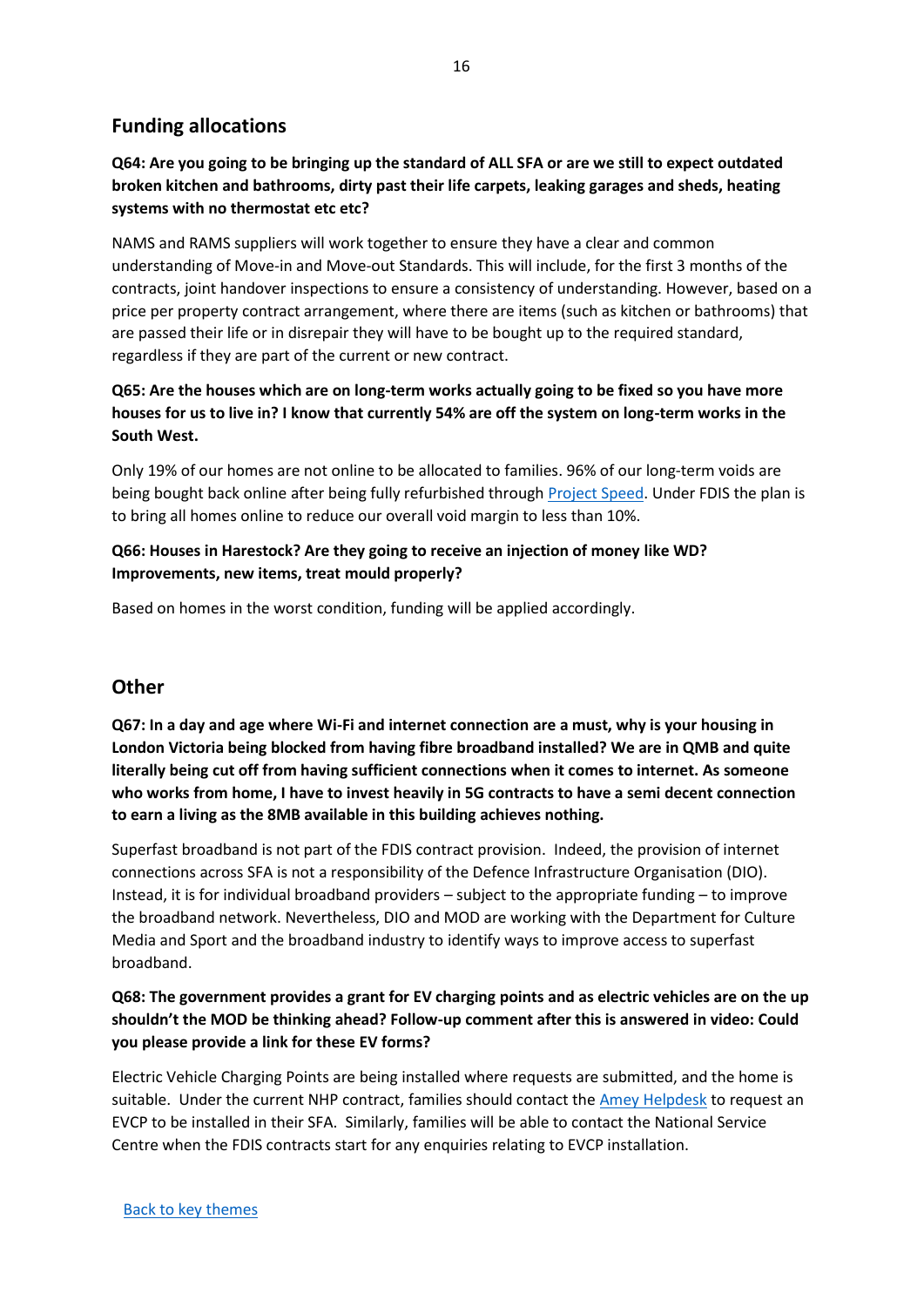## Funding allocations

**Q64: Are you going to be bringing up the standard of ALL SFA or are we still to expect outdated broken kitchen and bathrooms, dirty past their life carpets, leaking garages and sheds, heating systems with no thermostat etc etc?**

NAMS and RAMS suppliers will work together to ensure they have a clear and common understanding of Move-in and Move-out Standards. This will include, for the first 3 months of the contracts, joint handover inspections to ensure a consistency of understanding. However, based on a price per property contract arrangement, where there are items (such as kitchen or bathrooms) that are passed their life or in disrepair they will have to be bought up to the required standard, regardless if they are part of the current or new contract.

**Q65: Are the houses which are on long-term works actually going to be fixed so you have more houses for us to live in? I know that currently 54% are off the system on long-term works in the South West.**

Only 19% of our homes are not online to be allocated to families. 96% of our long-term voids are being bought back online after being fully refurbished through [Project Speed](). Under FDIS the plan is to bring all homes online to reduce our overall void margin to less than 10%.

**Q66: Houses in Harestock? Are they going to receive an injection of money like WD? Improvements, new items, treat mould properly?**

Based on homes in the worst condition, funding will be applied accordingly.

## Other

**Q67: In a day and age where Wi-Fi and internet connection are a must, why is your housing in London Victoria being blocked from having fibre broadband installed? We are in QMB and quite literally being cut off from having sufficient connections when it comes to internet. As someone who works from home, I have to invest heavily in 5G contracts to have a semi decent connection to earn a living as the 8MB available in this building achieves nothing.**

Superfast broadband is not part of the FDIS contract provision. Indeed, the provision of internet connections across SFA is not a responsibility of the Defence Infrastructure Organisation (DIO). Instead, it is for individual broadband providers – subject to the appropriate funding – to improve the broadband network. Nevertheless, DIO and MOD are working with the Department for Culture Media and Sport and the broadband industry to identify ways to improve access to superfast broadband.

**Q68: The government provides a grant for EV charging points and as electric vehicles are on the up shouldn't the MOD be thinking ahead? Follow-up comment after this is answered in video: Could you please provide a link for these EV forms?**

Electric Vehicle Charging Points are being installed where requests are submitted, and the home is suitable. Under the current NHP contract, families should contact the [Amey Helpdesk]() to request an EVCP to be installed in their SFA. Similarly, families will be able to contact the National Service Centre when the FDIS contracts start for any enquiries relating to EVCP installation.

[Back to key themes]()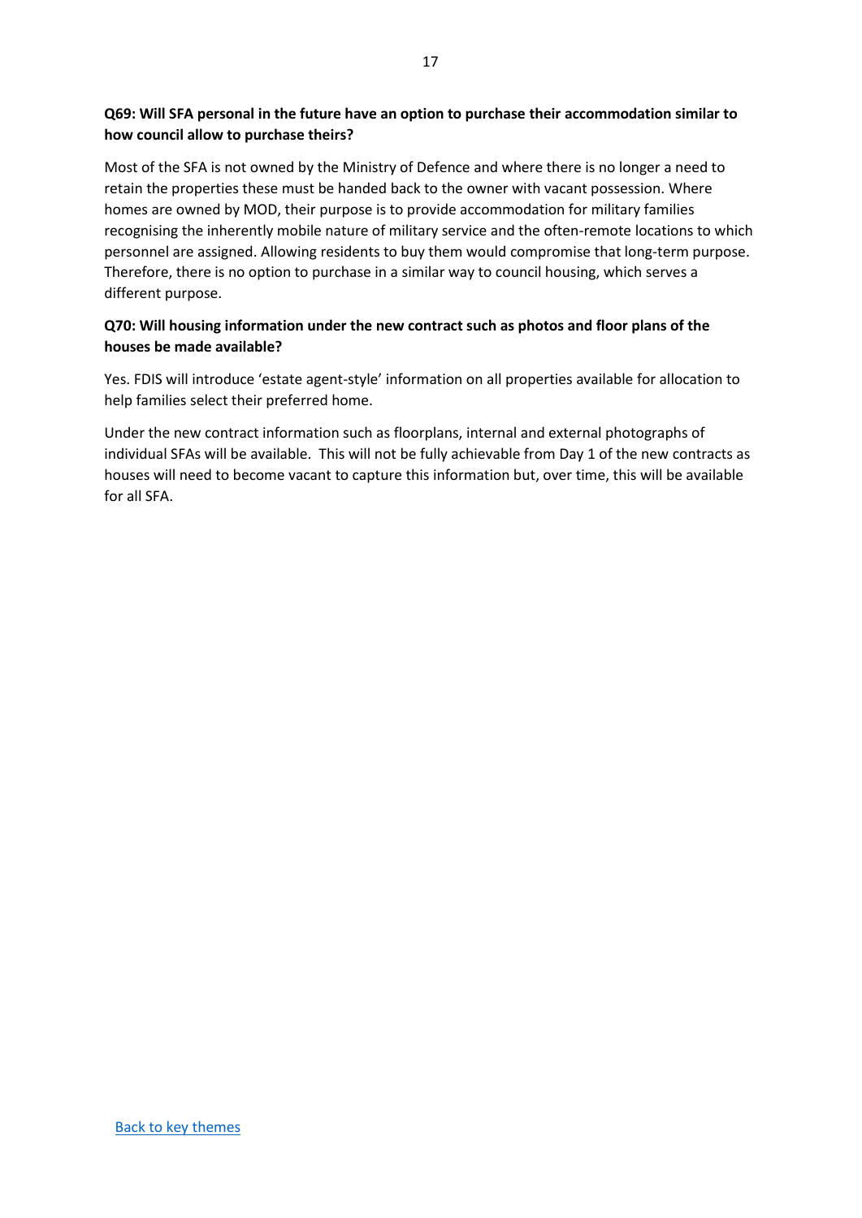**Q69: Will SFA personal in the future have an option to purchase their accommodation similar to how council allow to purchase theirs?**

Most of the SFA is not owned by the Ministry of Defence and where there is no longer a need to retain the properties these must be handed back to the owner with vacant possession. Where homes are owned by MOD, their purpose is to provide accommodation for military families recognising the inherently mobile nature of military service and the often-remote locations to which personnel are assigned. Allowing residents to buy them would compromise that long-term purpose. Therefore, there is no option to purchase in a similar way to council housing, which serves a different purpose.

**Q70: Will housing information under the new contract such as photos and floor plans of the houses be made available?**

Yes. FDIS will introduce 'estate agent-style' information on all properties available for allocation to help families select their preferred home.

Under the new contract information such as floorplans, internal and external photographs of individual SFAs will be available. This will not be fully achievable from Day 1 of the new contracts as houses will need to become vacant to capture this information but, over time, this will be available for all SFA.

Back to key themes